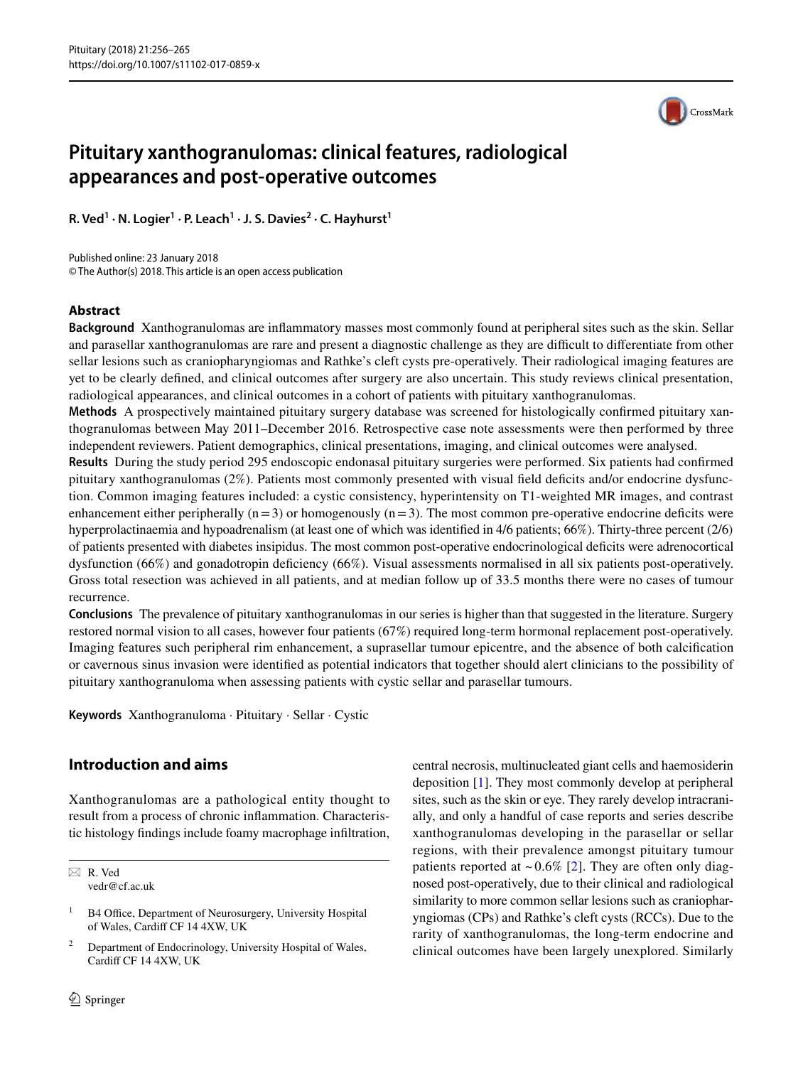# Pituitary xanthogranulomas: clinical features, radiological appearances and post-operative outcomes

**R. Ved[1] · N. Logier[1] · P. Leach[1] · J. S. Davies[2] · C. Hayhurst[1]**

Published online: 23 January 2018
© The Author(s) 2018. This article is an open access publication

## Abstract

**Background** Xanthogranulomas are inflammatory masses most commonly found at peripheral sites such as the skin. Sellar and parasellar xanthogranulomas are rare and present a diagnostic challenge as they are difficult to differentiate from other sellar lesions such as craniopharyngiomas and Rathke's cleft cysts pre-operatively. Their radiological imaging features are yet to be clearly defined, and clinical outcomes after surgery are also uncertain. This study reviews clinical presentation, radiological appearances, and clinical outcomes in a cohort of patients with pituitary xanthogranulomas.

**Methods** A prospectively maintained pituitary surgery database was screened for histologically confirmed pituitary xanthogranulomas between May 2011–December 2016. Retrospective case note assessments were then performed by three independent reviewers. Patient demographics, clinical presentations, imaging, and clinical outcomes were analysed.

**Results** During the study period 295 endoscopic endonasal pituitary surgeries were performed. Six patients had confirmed pituitary xanthogranulomas (2%). Patients most commonly presented with visual field deficits and/or endocrine dysfunction. Common imaging features included: a cystic consistency, hyperintensity on T1-weighted MR images, and contrast enhancement either peripherally (n = 3) or homogenously (n = 3). The most common pre-operative endocrine deficits were hyperprolactinaemia and hypoadrenalism (at least one of which was identified in 4/6 patients; 66%). Thirty-three percent (2/6) of patients presented with diabetes insipidus. The most common post-operative endocrinological deficits were adrenocortical dysfunction (66%) and gonadotropin deficiency (66%). Visual assessments normalised in all six patients post-operatively. Gross total resection was achieved in all patients, and at median follow up of 33.5 months there were no cases of tumour recurrence.

**Conclusions** The prevalence of pituitary xanthogranulomas in our series is higher than that suggested in the literature. Surgery restored normal vision to all cases, however four patients (67%) required long-term hormonal replacement post-operatively. Imaging features such peripheral rim enhancement, a suprasellar tumour epicentre, and the absence of both calcification or cavernous sinus invasion were identified as potential indicators that together should alert clinicians to the possibility of pituitary xanthogranuloma when assessing patients with cystic sellar and parasellar tumours.

**Keywords** Xanthogranuloma · Pituitary · Sellar · Cystic

## Introduction and aims

Xanthogranulomas are a pathological entity thought to result from a process of chronic inflammation. Characteristic histology findings include foamy macrophage infiltration, central necrosis, multinucleated giant cells and haemosiderin deposition [1]. They most commonly develop at peripheral sites, such as the skin or eye. They rarely develop intracranially, and only a handful of case reports and series describe xanthogranulomas developing in the parasellar or sellar regions, with their prevalence amongst pituitary tumour patients reported at ~ 0.6% [2]. They are often only diagnosed post-operatively, due to their clinical and radiological similarity to more common sellar lesions such as craniopharyngiomas (CPs) and Rathke's cleft cysts (RCCs). Due to the rarity of xanthogranulomas, the long-term endocrine and clinical outcomes have been largely unexplored. Similarly

---

✉ R. Ved
vedr@cf.ac.uk

[1] B4 Office, Department of Neurosurgery, University Hospital of Wales, Cardiff CF 14 4XW, UK

[2] Department of Endocrinology, University Hospital of Wales, Cardiff CF 14 4XW, UK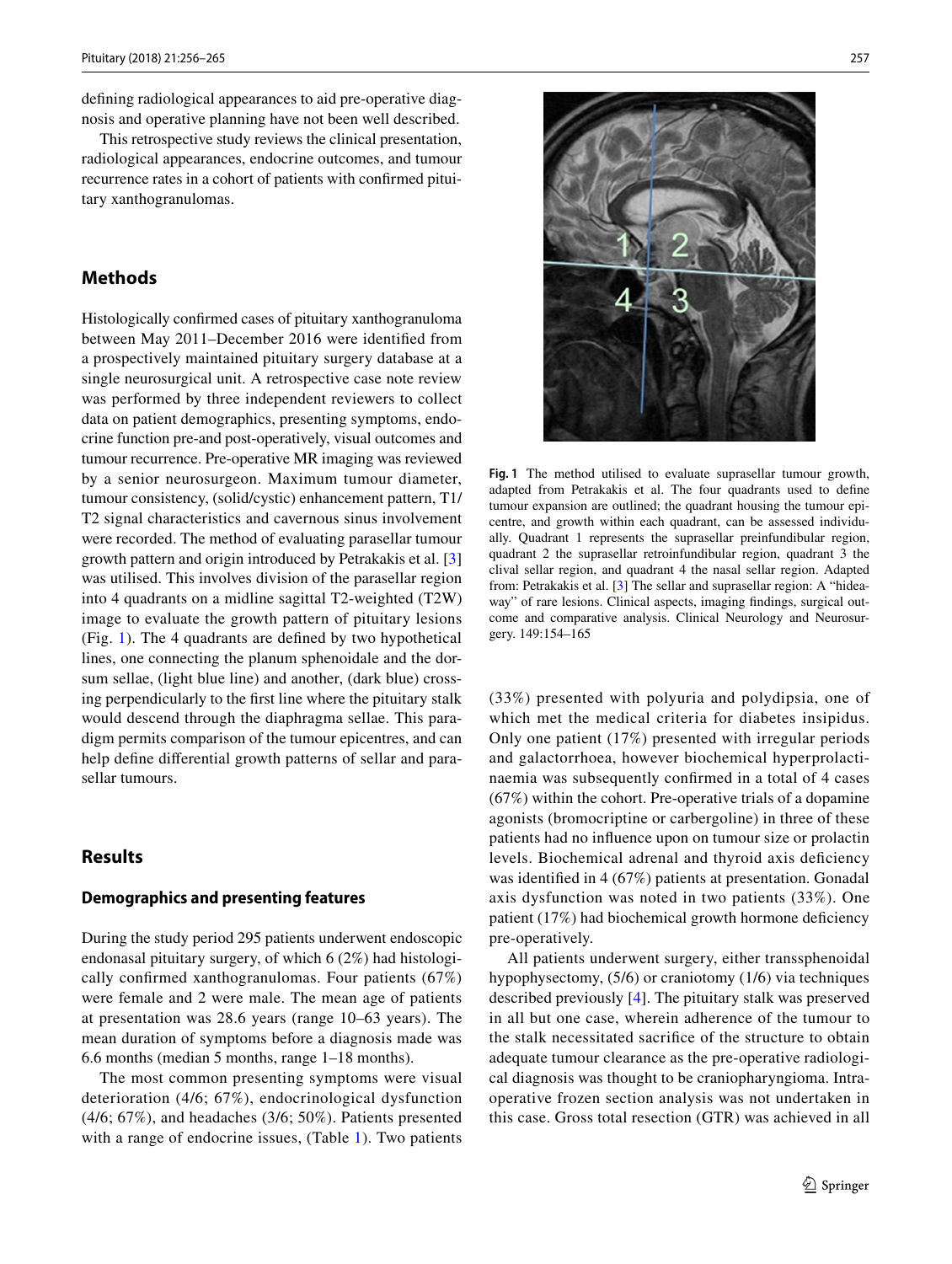defining radiological appearances to aid pre-operative diagnosis and operative planning have not been well described.

This retrospective study reviews the clinical presentation, radiological appearances, endocrine outcomes, and tumour recurrence rates in a cohort of patients with confirmed pituitary xanthogranulomas.

## Methods

Histologically confirmed cases of pituitary xanthogranuloma between May 2011–December 2016 were identified from a prospectively maintained pituitary surgery database at a single neurosurgical unit. A retrospective case note review was performed by three independent reviewers to collect data on patient demographics, presenting symptoms, endocrine function pre-and post-operatively, visual outcomes and tumour recurrence. Pre-operative MR imaging was reviewed by a senior neurosurgeon. Maximum tumour diameter, tumour consistency, (solid/cystic) enhancement pattern, T1/T2 signal characteristics and cavernous sinus involvement were recorded. The method of evaluating parasellar tumour growth pattern and origin introduced by Petrakakis et al. [3] was utilised. This involves division of the parasellar region into 4 quadrants on a midline sagittal T2-weighted (T2W) image to evaluate the growth pattern of pituitary lesions (Fig. 1). The 4 quadrants are defined by two hypothetical lines, one connecting the planum sphenoidale and the dorsum sellae, (light blue line) and another, (dark blue) crossing perpendicularly to the first line where the pituitary stalk would descend through the diaphragma sellae. This paradigm permits comparison of the tumour epicentres, and can help define differential growth patterns of sellar and parasellar tumours.

**Fig. 1** The method utilised to evaluate suprasellar tumour growth, adapted from Petrakakis et al. The four quadrants used to define tumour expansion are outlined; the quadrant housing the tumour epicentre, and growth within each quadrant, can be assessed individually. Quadrant 1 represents the suprasellar preinfundibular region, quadrant 2 the suprasellar retroinfundibular region, quadrant 3 the clival sellar region, and quadrant 4 the nasal sellar region. Adapted from: Petrakakis et al. [3] The sellar and suprasellar region: A "hideaway" of rare lesions. Clinical aspects, imaging findings, surgical outcome and comparative analysis. Clinical Neurology and Neurosurgery. 149:154–165

## Results

### Demographics and presenting features

During the study period 295 patients underwent endoscopic endonasal pituitary surgery, of which 6 (2%) had histologically confirmed xanthogranulomas. Four patients (67%) were female and 2 were male. The mean age of patients at presentation was 28.6 years (range 10–63 years). The mean duration of symptoms before a diagnosis made was 6.6 months (median 5 months, range 1–18 months).

The most common presenting symptoms were visual deterioration (4/6; 67%), endocrinological dysfunction (4/6; 67%), and headaches (3/6; 50%). Patients presented with a range of endocrine issues, (Table 1). Two patients (33%) presented with polyuria and polydipsia, one of which met the medical criteria for diabetes insipidus. Only one patient (17%) presented with irregular periods and galactorrhoea, however biochemical hyperprolactinaemia was subsequently confirmed in a total of 4 cases (67%) within the cohort. Pre-operative trials of a dopamine agonists (bromocriptine or carbergoline) in three of these patients had no influence upon on tumour size or prolactin levels. Biochemical adrenal and thyroid axis deficiency was identified in 4 (67%) patients at presentation. Gonadal axis dysfunction was noted in two patients (33%). One patient (17%) had biochemical growth hormone deficiency pre-operatively.

All patients underwent surgery, either transsphenoidal hypophysectomy, (5/6) or craniotomy (1/6) via techniques described previously [4]. The pituitary stalk was preserved in all but one case, wherein adherence of the tumour to the stalk necessitated sacrifice of the structure to obtain adequate tumour clearance as the pre-operative radiological diagnosis was thought to be craniopharyngioma. Intraoperative frozen section analysis was not undertaken in this case. Gross total resection (GTR) was achieved in all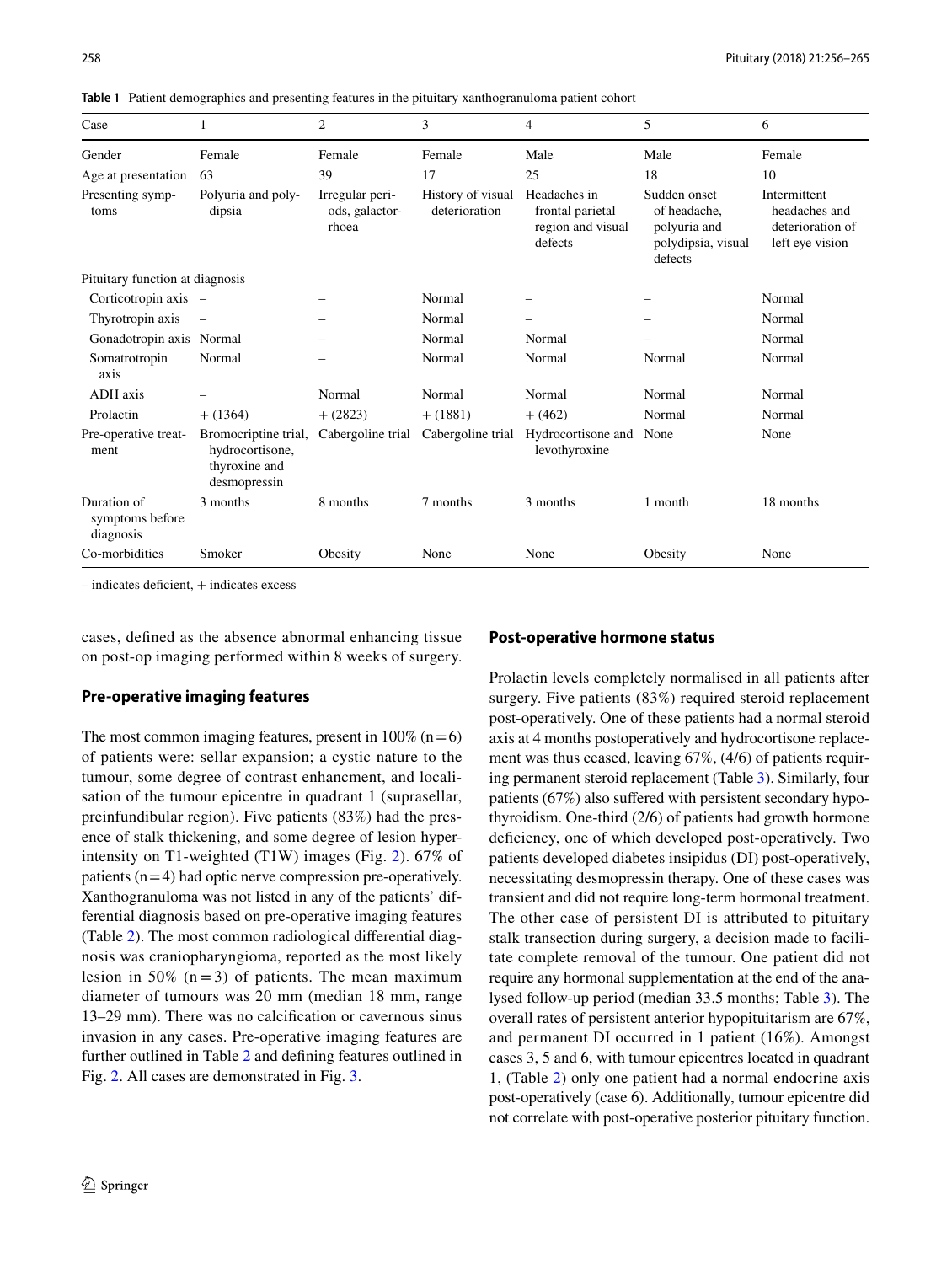**Table 1** Patient demographics and presenting features in the pituitary xanthogranuloma patient cohort

| Case | 1 | 2 | 3 | 4 | 5 | 6 |
|---|---|---|---|---|---|---|
| Gender | Female | Female | Female | Male | Male | Female |
| Age at presentation | 63 | 39 | 17 | 25 | 18 | 10 |
| Presenting symptoms | Polyuria and polydipsia | Irregular periods, galactorrhoea | History of visual deterioration | Headaches in frontal parietal region and visual defects | Sudden onset of headache, polyuria and polydipsia, visual defects | Intermittent headaches and deterioration of left eye vision |
| Pituitary function at diagnosis | | | | | | |
| Corticotropin axis | – | – | Normal | – | – | Normal |
| Thyrotropin axis | – | – | Normal | – | – | Normal |
| Gonadotropin axis | Normal | – | Normal | Normal | – | Normal |
| Somatrotropin axis | Normal | – | Normal | Normal | Normal | Normal |
| ADH axis | – | Normal | Normal | Normal | Normal | Normal |
| Prolactin | + (1364) | + (2823) | + (1881) | + (462) | Normal | Normal |
| Pre-operative treatment | Bromocriptine trial, hydrocortisone, thyroxine and desmopressin | Cabergoline trial | Cabergoline trial | Hydrocortisone and levothyroxine | None | None |
| Duration of symptoms before diagnosis | 3 months | 8 months | 7 months | 3 months | 1 month | 18 months |
| Co-morbidities | Smoker | Obesity | None | None | Obesity | None |

– indicates deficient, + indicates excess

cases, defined as the absence abnormal enhancing tissue on post-op imaging performed within 8 weeks of surgery.

## Pre-operative imaging features

The most common imaging features, present in 100% (n = 6) of patients were: sellar expansion; a cystic nature to the tumour, some degree of contrast enhancment, and localisation of the tumour epicentre in quadrant 1 (suprasellar, preinfundibular region). Five patients (83%) had the presence of stalk thickening, and some degree of lesion hyperintensity on T1-weighted (T1W) images (Fig. 2). 67% of patients (n = 4) had optic nerve compression pre-operatively. Xanthogranuloma was not listed in any of the patients' differential diagnosis based on pre-operative imaging features (Table 2). The most common radiological differential diagnosis was craniopharyngioma, reported as the most likely lesion in 50% (n = 3) of patients. The mean maximum diameter of tumours was 20 mm (median 18 mm, range 13–29 mm). There was no calcification or cavernous sinus invasion in any cases. Pre-operative imaging features are further outlined in Table 2 and defining features outlined in Fig. 2. All cases are demonstrated in Fig. 3.

## Post-operative hormone status

Prolactin levels completely normalised in all patients after surgery. Five patients (83%) required steroid replacement post-operatively. One of these patients had a normal steroid axis at 4 months postoperatively and hydrocortisone replacement was thus ceased, leaving 67%, (4/6) of patients requiring permanent steroid replacement (Table 3). Similarly, four patients (67%) also suffered with persistent secondary hypothyroidism. One-third (2/6) of patients had growth hormone deficiency, one of which developed post-operatively. Two patients developed diabetes insipidus (DI) post-operatively, necessitating desmopressin therapy. One of these cases was transient and did not require long-term hormonal treatment. The other case of persistent DI is attributed to pituitary stalk transection during surgery, a decision made to facilitate complete removal of the tumour. One patient did not require any hormonal supplementation at the end of the analysed follow-up period (median 33.5 months; Table 3). The overall rates of persistent anterior hypopituitarism are 67%, and permanent DI occurred in 1 patient (16%). Amongst cases 3, 5 and 6, with tumour epicentres located in quadrant 1, (Table 2) only one patient had a normal endocrine axis post-operatively (case 6). Additionally, tumour epicentre did not correlate with post-operative posterior pituitary function.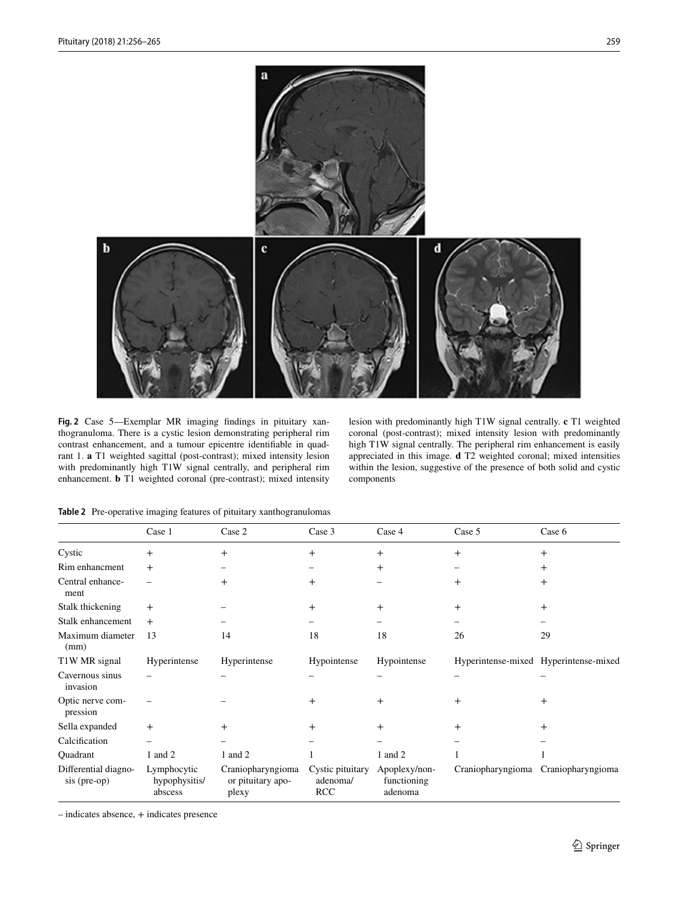**Fig. 2** Case 5—Exemplar MR imaging findings in pituitary xanthogranuloma. There is a cystic lesion demonstrating peripheral rim contrast enhancement, and a tumour epicentre identifiable in quadrant 1. **a** T1 weighted sagittal (post-contrast); mixed intensity lesion with predominantly high T1W signal centrally, and peripheral rim enhancement. **b** T1 weighted coronal (pre-contrast); mixed intensity lesion with predominantly high T1W signal centrally. **c** T1 weighted coronal (post-contrast); mixed intensity lesion with predominantly high T1W signal centrally. The peripheral rim enhancement is easily appreciated in this image. **d** T2 weighted coronal; mixed intensities within the lesion, suggestive of the presence of both solid and cystic components

**Table 2** Pre-operative imaging features of pituitary xanthogranulomas

| | Case 1 | Case 2 | Case 3 | Case 4 | Case 5 | Case 6 |
|---|---|---|---|---|---|---|
| Cystic | + | + | + | + | + | + |
| Rim enhancment | + | – | – | + | – | + |
| Central enhancement | – | + | + | – | + | + |
| Stalk thickening | + | – | + | + | + | + |
| Stalk enhancement | + | – | – | – | – | – |
| Maximum diameter (mm) | 13 | 14 | 18 | 18 | 26 | 29 |
| T1W MR signal | Hyperintense | Hyperintense | Hypointense | Hypointense | Hyperintense-mixed | Hyperintense-mixed |
| Cavernous sinus invasion | – | – | – | – | – | – |
| Optic nerve compression | – | – | + | + | + | + |
| Sella expanded | + | + | + | + | + | + |
| Calcification | – | – | – | – | – | – |
| Quadrant | 1 and 2 | 1 and 2 | 1 | 1 and 2 | 1 | 1 |
| Differential diagnosis (pre-op) | Lymphocytic hypophysitis/abscess | Craniopharyngioma or pituitary apoplexy | Cystic pituitary adenoma/RCC | Apoplexy/non-functioning adenoma | Craniopharyngioma | Craniopharyngioma |

– indicates absence, + indicates presence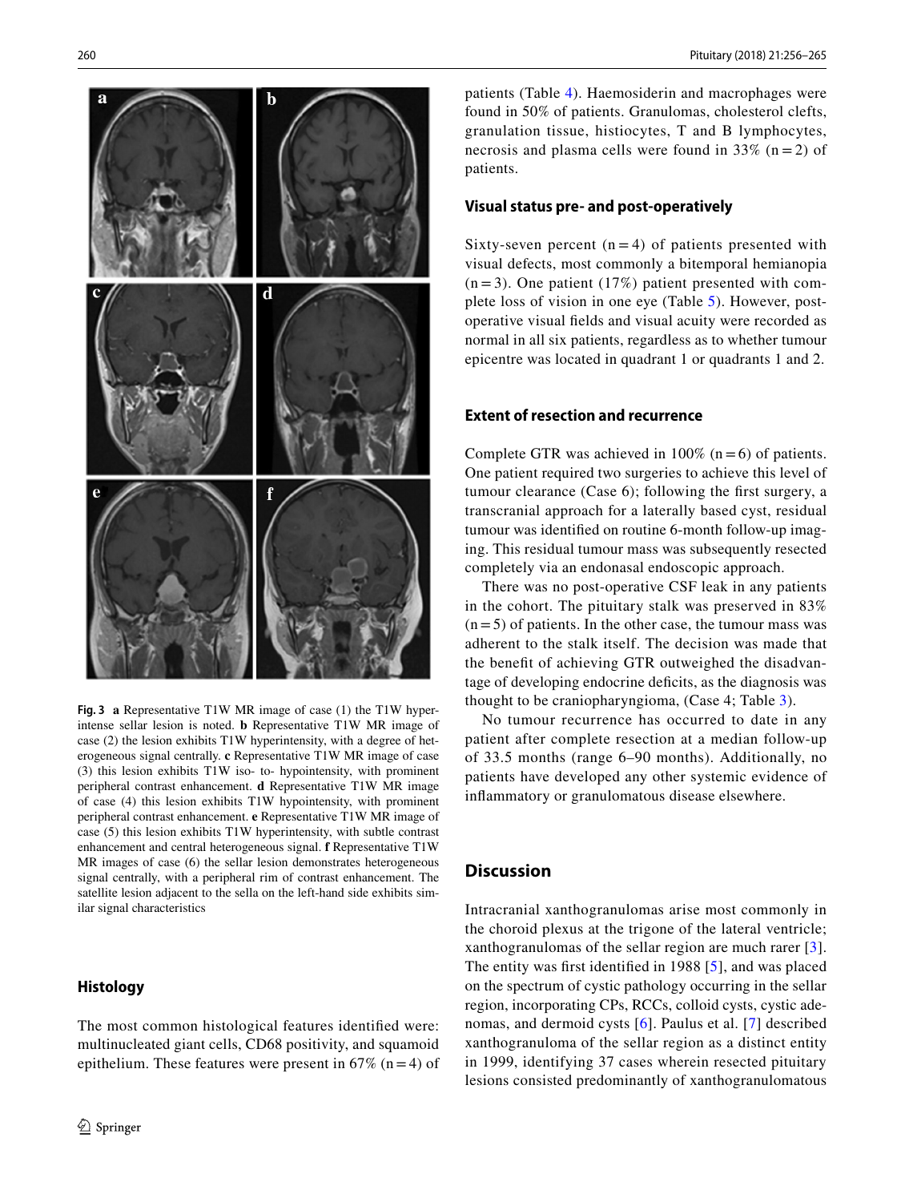**Fig. 3** **a** Representative T1W MR image of case (1) the T1W hyperintense sellar lesion is noted. **b** Representative T1W MR image of case (2) the lesion exhibits T1W hyperintensity, with a degree of heterogeneous signal centrally. **c** Representative T1W MR image of case (3) this lesion exhibits T1W iso- to- hypointensity, with prominent peripheral contrast enhancement. **d** Representative T1W MR image of case (4) this lesion exhibits T1W hypointensity, with prominent peripheral contrast enhancement. **e** Representative T1W MR image of case (5) this lesion exhibits T1W hyperintensity, with subtle contrast enhancement and central heterogeneous signal. **f** Representative T1W MR images of case (6) the sellar lesion demonstrates heterogeneous signal centrally, with a peripheral rim of contrast enhancement. The satellite lesion adjacent to the sella on the left-hand side exhibits similar signal characteristics

### Histology

The most common histological features identified were: multinucleated giant cells, CD68 positivity, and squamoid epithelium. These features were present in 67% (n = 4) of patients (Table 4). Haemosiderin and macrophages were found in 50% of patients. Granulomas, cholesterol clefts, granulation tissue, histiocytes, T and B lymphocytes, necrosis and plasma cells were found in 33% (n = 2) of patients.

### Visual status pre- and post-operatively

Sixty-seven percent (n = 4) of patients presented with visual defects, most commonly a bitemporal hemianopia (n = 3). One patient (17%) patient presented with complete loss of vision in one eye (Table 5). However, post-operative visual fields and visual acuity were recorded as normal in all six patients, regardless as to whether tumour epicentre was located in quadrant 1 or quadrants 1 and 2.

### Extent of resection and recurrence

Complete GTR was achieved in 100% (n = 6) of patients. One patient required two surgeries to achieve this level of tumour clearance (Case 6); following the first surgery, a transcranial approach for a laterally based cyst, residual tumour was identified on routine 6-month follow-up imaging. This residual tumour mass was subsequently resected completely via an endonasal endoscopic approach.

There was no post-operative CSF leak in any patients in the cohort. The pituitary stalk was preserved in 83% (n = 5) of patients. In the other case, the tumour mass was adherent to the stalk itself. The decision was made that the benefit of achieving GTR outweighed the disadvantage of developing endocrine deficits, as the diagnosis was thought to be craniopharyngioma, (Case 4; Table 3).

No tumour recurrence has occurred to date in any patient after complete resection at a median follow-up of 33.5 months (range 6–90 months). Additionally, no patients have developed any other systemic evidence of inflammatory or granulomatous disease elsewhere.

## Discussion

Intracranial xanthogranulomas arise most commonly in the choroid plexus at the trigone of the lateral ventricle; xanthogranulomas of the sellar region are much rarer [3]. The entity was first identified in 1988 [5], and was placed on the spectrum of cystic pathology occurring in the sellar region, incorporating CPs, RCCs, colloid cysts, cystic adenomas, and dermoid cysts [6]. Paulus et al. [7] described xanthogranuloma of the sellar region as a distinct entity in 1999, identifying 37 cases wherein resected pituitary lesions consisted predominantly of xanthogranulomatous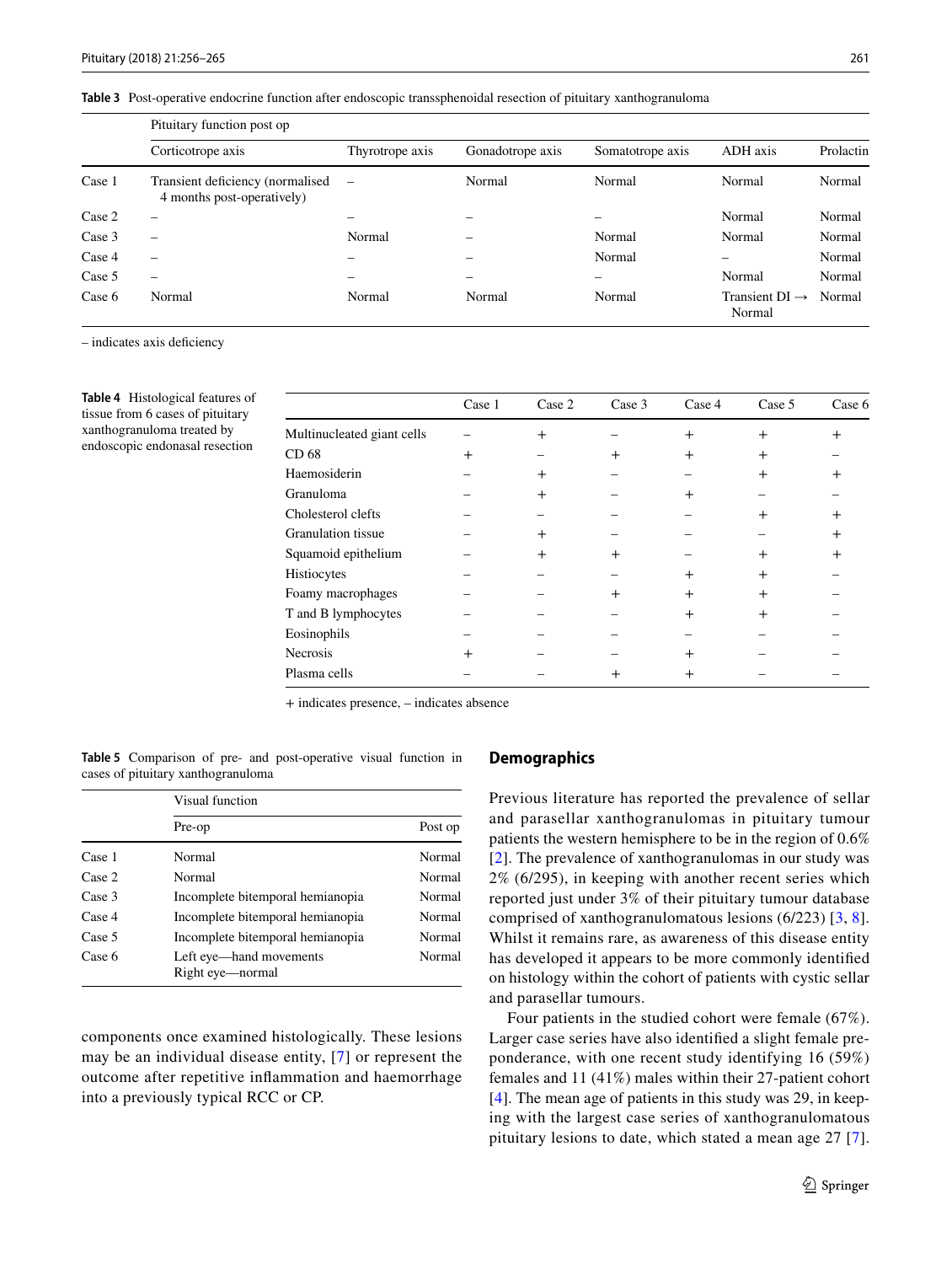**Table 3** Post-operative endocrine function after endoscopic transsphenoidal resection of pituitary xanthogranuloma

| | Pituitary function post op | | | | | |
|---|---|---|---|---|---|---|
| | Corticotrope axis | Thyrotrope axis | Gonadotrope axis | Somatotrope axis | ADH axis | Prolactin |
| Case 1 | Transient deficiency (normalised 4 months post-operatively) | – | Normal | Normal | Normal | Normal |
| Case 2 | – | – | – | – | Normal | Normal |
| Case 3 | – | Normal | – | Normal | Normal | Normal |
| Case 4 | – | – | – | Normal | – | Normal |
| Case 5 | – | – | – | – | Normal | Normal |
| Case 6 | Normal | Normal | Normal | Normal | Transient DI → Normal | Normal |

– indicates axis deficiency

**Table 4** Histological features of tissue from 6 cases of pituitary xanthogranuloma treated by endoscopic endonasal resection

| | Case 1 | Case 2 | Case 3 | Case 4 | Case 5 | Case 6 |
|---|---|---|---|---|---|---|
| Multinucleated giant cells | – | + | – | + | + | + |
| CD 68 | + | – | + | + | + | – |
| Haemosiderin | – | + | – | – | + | + |
| Granuloma | – | + | – | + | – | – |
| Cholesterol clefts | – | – | – | – | + | + |
| Granulation tissue | – | + | – | – | – | + |
| Squamoid epithelium | – | + | + | – | + | + |
| Histiocytes | – | – | – | + | + | – |
| Foamy macrophages | – | – | + | + | + | – |
| T and B lymphocytes | – | – | – | + | + | – |
| Eosinophils | – | – | – | – | – | – |
| Necrosis | + | – | – | + | – | – |
| Plasma cells | – | – | + | + | – | – |

+ indicates presence, – indicates absence

**Table 5** Comparison of pre- and post-operative visual function in cases of pituitary xanthogranuloma

| | Visual function | |
|---|---|---|
| | Pre-op | Post op |
| Case 1 | Normal | Normal |
| Case 2 | Normal | Normal |
| Case 3 | Incomplete bitemporal hemianopia | Normal |
| Case 4 | Incomplete bitemporal hemianopia | Normal |
| Case 5 | Incomplete bitemporal hemianopia | Normal |
| Case 6 | Left eye—hand movements<br>Right eye—normal | Normal |

components once examined histologically. These lesions may be an individual disease entity, [7] or represent the outcome after repetitive inflammation and haemorrhage into a previously typical RCC or CP.

## Demographics

Previous literature has reported the prevalence of sellar and parasellar xanthogranulomas in pituitary tumour patients the western hemisphere to be in the region of 0.6% [2]. The prevalence of xanthogranulomas in our study was 2% (6/295), in keeping with another recent series which reported just under 3% of their pituitary tumour database comprised of xanthogranulomatous lesions (6/223) [3, 8]. Whilst it remains rare, as awareness of this disease entity has developed it appears to be more commonly identified on histology within the cohort of patients with cystic sellar and parasellar tumours.

Four patients in the studied cohort were female (67%). Larger case series have also identified a slight female preponderance, with one recent study identifying 16 (59%) females and 11 (41%) males within their 27-patient cohort [4]. The mean age of patients in this study was 29, in keeping with the largest case series of xanthogranulomatous pituitary lesions to date, which stated a mean age 27 [7].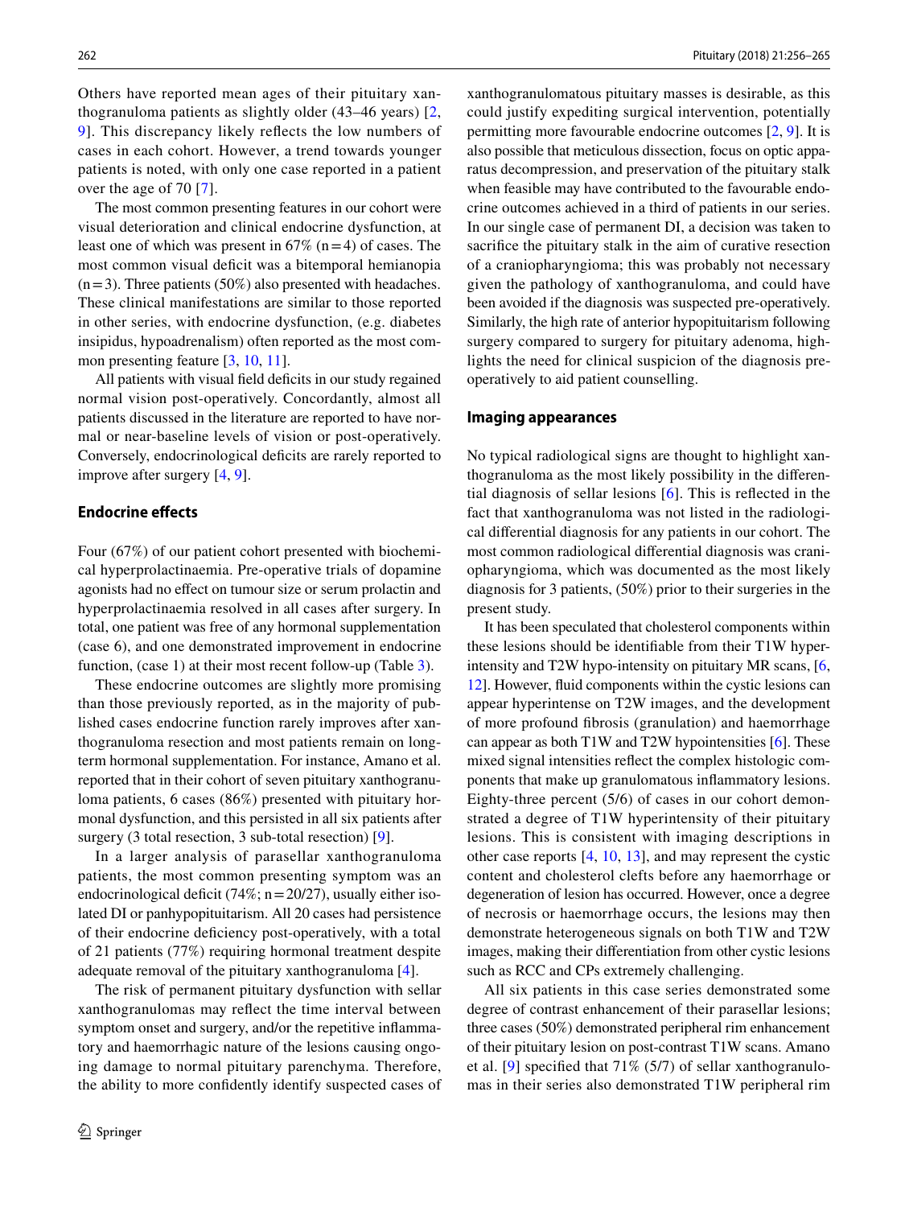Others have reported mean ages of their pituitary xanthogranuloma patients as slightly older (43–46 years) [2, 9]. This discrepancy likely reflects the low numbers of cases in each cohort. However, a trend towards younger patients is noted, with only one case reported in a patient over the age of 70 [7].

The most common presenting features in our cohort were visual deterioration and clinical endocrine dysfunction, at least one of which was present in 67% (n = 4) of cases. The most common visual deficit was a bitemporal hemianopia (n = 3). Three patients (50%) also presented with headaches. These clinical manifestations are similar to those reported in other series, with endocrine dysfunction, (e.g. diabetes insipidus, hypoadrenalism) often reported as the most common presenting feature [3, 10, 11].

All patients with visual field deficits in our study regained normal vision post-operatively. Concordantly, almost all patients discussed in the literature are reported to have normal or near-baseline levels of vision or post-operatively. Conversely, endocrinological deficits are rarely reported to improve after surgery [4, 9].

### Endocrine effects

Four (67%) of our patient cohort presented with biochemical hyperprolactinaemia. Pre-operative trials of dopamine agonists had no effect on tumour size or serum prolactin and hyperprolactinaemia resolved in all cases after surgery. In total, one patient was free of any hormonal supplementation (case 6), and one demonstrated improvement in endocrine function, (case 1) at their most recent follow-up (Table 3).

These endocrine outcomes are slightly more promising than those previously reported, as in the majority of published cases endocrine function rarely improves after xanthogranuloma resection and most patients remain on long-term hormonal supplementation. For instance, Amano et al. reported that in their cohort of seven pituitary xanthogranuloma patients, 6 cases (86%) presented with pituitary hormonal dysfunction, and this persisted in all six patients after surgery (3 total resection, 3 sub-total resection) [9].

In a larger analysis of parasellar xanthogranuloma patients, the most common presenting symptom was an endocrinological deficit (74%; n = 20/27), usually either isolated DI or panhypopituitarism. All 20 cases had persistence of their endocrine deficiency post-operatively, with a total of 21 patients (77%) requiring hormonal treatment despite adequate removal of the pituitary xanthogranuloma [4].

The risk of permanent pituitary dysfunction with sellar xanthogranulomas may reflect the time interval between symptom onset and surgery, and/or the repetitive inflammatory and haemorrhagic nature of the lesions causing ongoing damage to normal pituitary parenchyma. Therefore, the ability to more confidently identify suspected cases of xanthogranulomatous pituitary masses is desirable, as this could justify expediting surgical intervention, potentially permitting more favourable endocrine outcomes [2, 9]. It is also possible that meticulous dissection, focus on optic apparatus decompression, and preservation of the pituitary stalk when feasible may have contributed to the favourable endocrine outcomes achieved in a third of patients in our series. In our single case of permanent DI, a decision was taken to sacrifice the pituitary stalk in the aim of curative resection of a craniopharyngioma; this was probably not necessary given the pathology of xanthogranuloma, and could have been avoided if the diagnosis was suspected pre-operatively. Similarly, the high rate of anterior hypopituitarism following surgery compared to surgery for pituitary adenoma, highlights the need for clinical suspicion of the diagnosis pre-operatively to aid patient counselling.

### Imaging appearances

No typical radiological signs are thought to highlight xanthogranuloma as the most likely possibility in the differential diagnosis of sellar lesions [6]. This is reflected in the fact that xanthogranuloma was not listed in the radiological differential diagnosis for any patients in our cohort. The most common radiological differential diagnosis was craniopharyngioma, which was documented as the most likely diagnosis for 3 patients, (50%) prior to their surgeries in the present study.

It has been speculated that cholesterol components within these lesions should be identifiable from their T1W hyperintensity and T2W hypo-intensity on pituitary MR scans, [6, 12]. However, fluid components within the cystic lesions can appear hyperintense on T2W images, and the development of more profound fibrosis (granulation) and haemorrhage can appear as both T1W and T2W hypointensities [6]. These mixed signal intensities reflect the complex histologic components that make up granulomatous inflammatory lesions. Eighty-three percent (5/6) of cases in our cohort demonstrated a degree of T1W hyperintensity of their pituitary lesions. This is consistent with imaging descriptions in other case reports [4, 10, 13], and may represent the cystic content and cholesterol clefts before any haemorrhage or degeneration of lesion has occurred. However, once a degree of necrosis or haemorrhage occurs, the lesions may then demonstrate heterogeneous signals on both T1W and T2W images, making their differentiation from other cystic lesions such as RCC and CPs extremely challenging.

All six patients in this case series demonstrated some degree of contrast enhancement of their parasellar lesions; three cases (50%) demonstrated peripheral rim enhancement of their pituitary lesion on post-contrast T1W scans. Amano et al. [9] specified that 71% (5/7) of sellar xanthogranulomas in their series also demonstrated T1W peripheral rim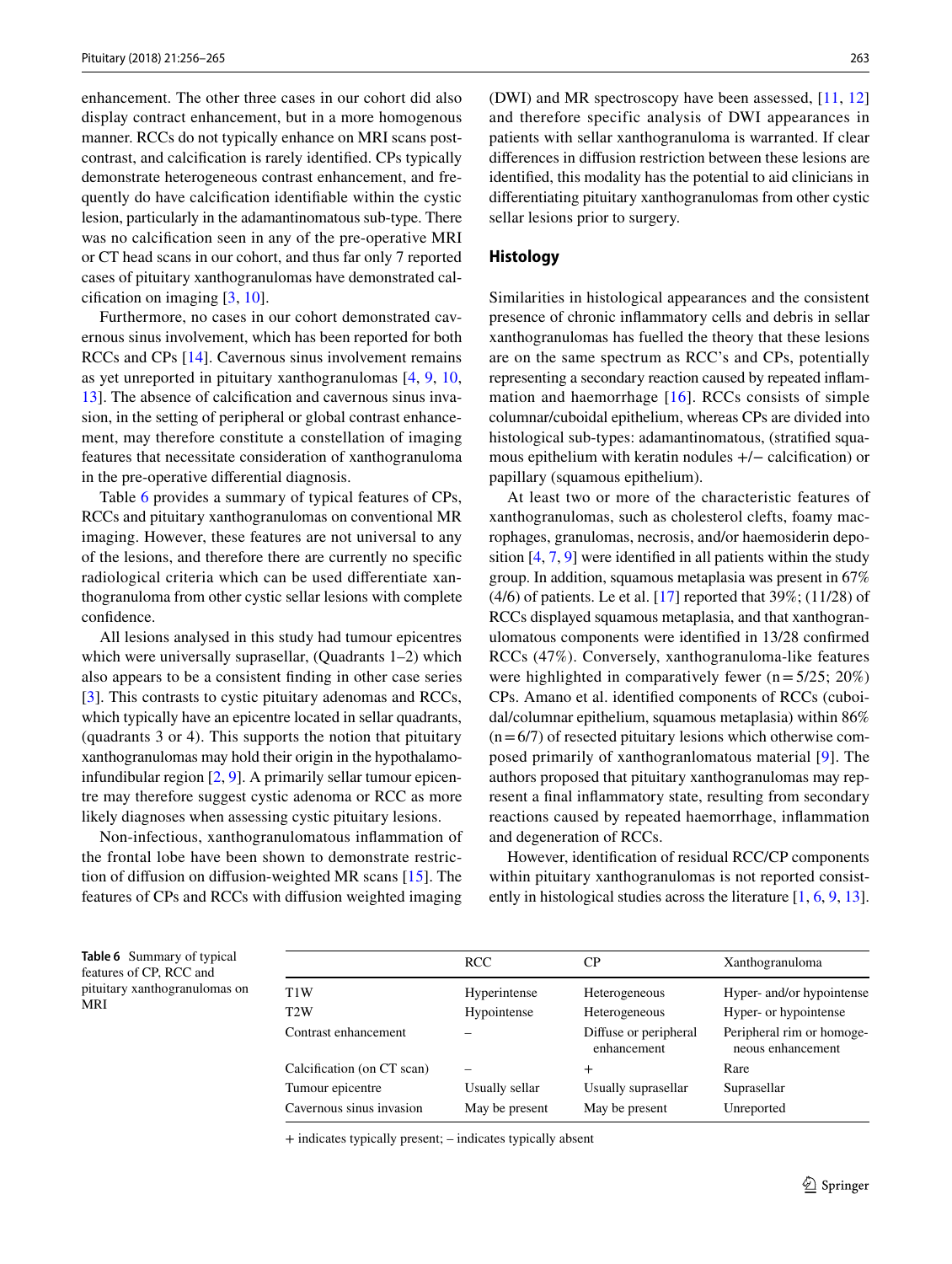enhancement. The other three cases in our cohort did also display contract enhancement, but in a more homogenous manner. RCCs do not typically enhance on MRI scans post-contrast, and calcification is rarely identified. CPs typically demonstrate heterogeneous contrast enhancement, and frequently do have calcification identifiable within the cystic lesion, particularly in the adamantinomatous sub-type. There was no calcification seen in any of the pre-operative MRI or CT head scans in our cohort, and thus far only 7 reported cases of pituitary xanthogranulomas have demonstrated calcification on imaging [3, 10].

Furthermore, no cases in our cohort demonstrated cavernous sinus involvement, which has been reported for both RCCs and CPs [14]. Cavernous sinus involvement remains as yet unreported in pituitary xanthogranulomas [4, 9, 10, 13]. The absence of calcification and cavernous sinus invasion, in the setting of peripheral or global contrast enhancement, may therefore constitute a constellation of imaging features that necessitate consideration of xanthogranuloma in the pre-operative differential diagnosis.

Table 6 provides a summary of typical features of CPs, RCCs and pituitary xanthogranulomas on conventional MR imaging. However, these features are not universal to any of the lesions, and therefore there are currently no specific radiological criteria which can be used differentiate xanthogranuloma from other cystic sellar lesions with complete confidence.

All lesions analysed in this study had tumour epicentres which were universally suprasellar, (Quadrants 1–2) which also appears to be a consistent finding in other case series [3]. This contrasts to cystic pituitary adenomas and RCCs, which typically have an epicentre located in sellar quadrants, (quadrants 3 or 4). This supports the notion that pituitary xanthogranulomas may hold their origin in the hypothalamo-infundibular region [2, 9]. A primarily sellar tumour epicentre may therefore suggest cystic adenoma or RCC as more likely diagnoses when assessing cystic pituitary lesions.

Non-infectious, xanthogranulomatous inflammation of the frontal lobe have been shown to demonstrate restriction of diffusion on diffusion-weighted MR scans [15]. The features of CPs and RCCs with diffusion weighted imaging (DWI) and MR spectroscopy have been assessed, [11, 12] and therefore specific analysis of DWI appearances in patients with sellar xanthogranuloma is warranted. If clear differences in diffusion restriction between these lesions are identified, this modality has the potential to aid clinicians in differentiating pituitary xanthogranulomas from other cystic sellar lesions prior to surgery.

## Histology

Similarities in histological appearances and the consistent presence of chronic inflammatory cells and debris in sellar xanthogranulomas has fuelled the theory that these lesions are on the same spectrum as RCC's and CPs, potentially representing a secondary reaction caused by repeated inflammation and haemorrhage [16]. RCCs consists of simple columnar/cuboidal epithelium, whereas CPs are divided into histological sub-types: adamantinomatous, (stratified squamous epithelium with keratin nodules +/− calcification) or papillary (squamous epithelium).

At least two or more of the characteristic features of xanthogranulomas, such as cholesterol clefts, foamy macrophages, granulomas, necrosis, and/or haemosiderin deposition [4, 7, 9] were identified in all patients within the study group. In addition, squamous metaplasia was present in 67% (4/6) of patients. Le et al. [17] reported that 39%; (11/28) of RCCs displayed squamous metaplasia, and that xanthogranulomatous components were identified in 13/28 confirmed RCCs (47%). Conversely, xanthogranuloma-like features were highlighted in comparatively fewer (n = 5/25; 20%) CPs. Amano et al. identified components of RCCs (cuboidal/columnar epithelium, squamous metaplasia) within 86% (n = 6/7) of resected pituitary lesions which otherwise composed primarily of xanthogranlomatous material [9]. The authors proposed that pituitary xanthogranulomas may represent a final inflammatory state, resulting from secondary reactions caused by repeated haemorrhage, inflammation and degeneration of RCCs.

However, identification of residual RCC/CP components within pituitary xanthogranulomas is not reported consistently in histological studies across the literature [1, 6, 9, 13].

**Table 6** Summary of typical features of CP, RCC and pituitary xanthogranulomas on MRI

| | RCC | CP | Xanthogranuloma |
|---|---|---|---|
| T1W | Hyperintense | Heterogeneous | Hyper- and/or hypointense |
| T2W | Hypointense | Heterogeneous | Hyper- or hypointense |
| Contrast enhancement | – | Diffuse or peripheral enhancement | Peripheral rim or homogeneous enhancement |
| Calcification (on CT scan) | – | + | Rare |
| Tumour epicentre | Usually sellar | Usually suprasellar | Suprasellar |
| Cavernous sinus invasion | May be present | May be present | Unreported |

+ indicates typically present; – indicates typically absent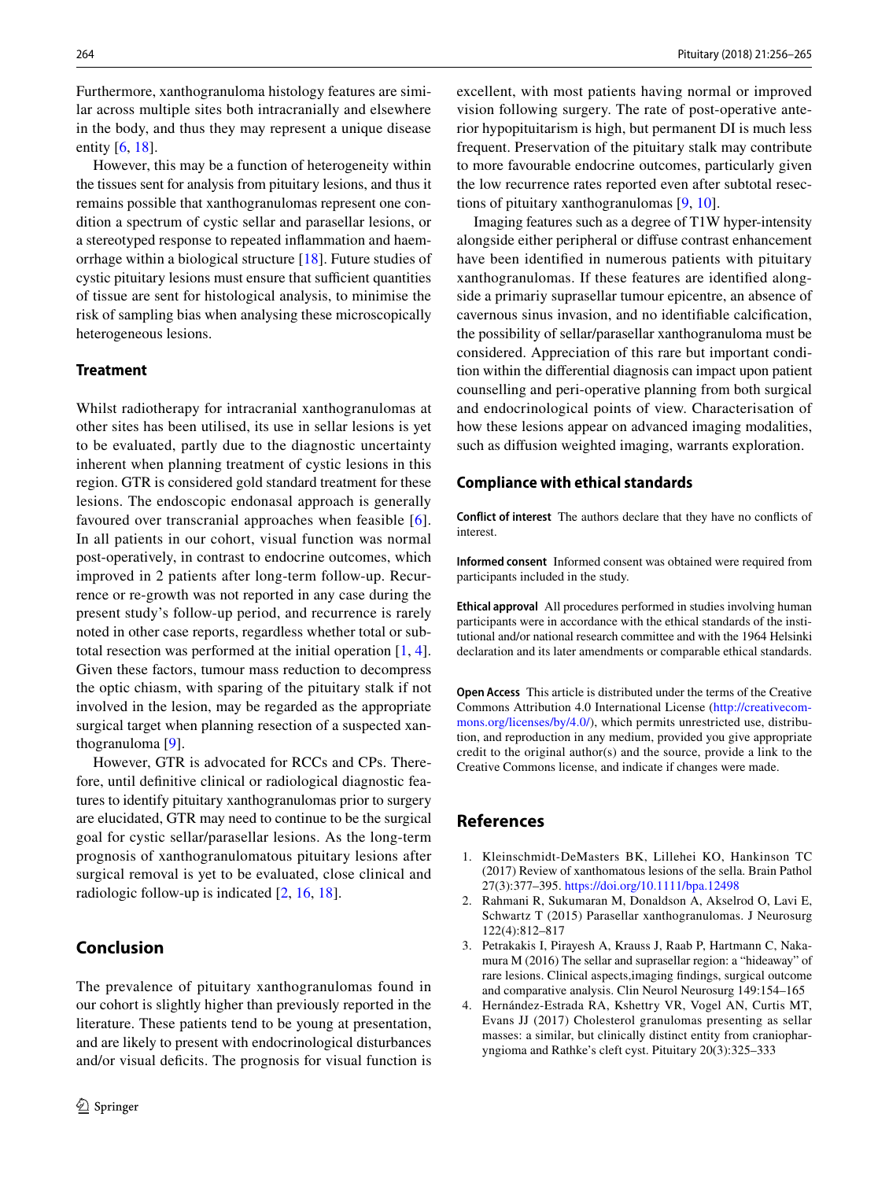Furthermore, xanthogranuloma histology features are similar across multiple sites both intracranially and elsewhere in the body, and thus they may represent a unique disease entity [6, 18].

However, this may be a function of heterogeneity within the tissues sent for analysis from pituitary lesions, and thus it remains possible that xanthogranulomas represent one condition a spectrum of cystic sellar and parasellar lesions, or a stereotyped response to repeated inflammation and haemorrhage within a biological structure [18]. Future studies of cystic pituitary lesions must ensure that sufficient quantities of tissue are sent for histological analysis, to minimise the risk of sampling bias when analysing these microscopically heterogeneous lesions.

### Treatment

Whilst radiotherapy for intracranial xanthogranulomas at other sites has been utilised, its use in sellar lesions is yet to be evaluated, partly due to the diagnostic uncertainty inherent when planning treatment of cystic lesions in this region. GTR is considered gold standard treatment for these lesions. The endoscopic endonasal approach is generally favoured over transcranial approaches when feasible [6]. In all patients in our cohort, visual function was normal post-operatively, in contrast to endocrine outcomes, which improved in 2 patients after long-term follow-up. Recurrence or re-growth was not reported in any case during the present study's follow-up period, and recurrence is rarely noted in other case reports, regardless whether total or subtotal resection was performed at the initial operation [1, 4]. Given these factors, tumour mass reduction to decompress the optic chiasm, with sparing of the pituitary stalk if not involved in the lesion, may be regarded as the appropriate surgical target when planning resection of a suspected xanthogranuloma [9].

However, GTR is advocated for RCCs and CPs. Therefore, until definitive clinical or radiological diagnostic features to identify pituitary xanthogranulomas prior to surgery are elucidated, GTR may need to continue to be the surgical goal for cystic sellar/parasellar lesions. As the long-term prognosis of xanthogranulomatous pituitary lesions after surgical removal is yet to be evaluated, close clinical and radiologic follow-up is indicated [2, 16, 18].

## Conclusion

The prevalence of pituitary xanthogranulomas found in our cohort is slightly higher than previously reported in the literature. These patients tend to be young at presentation, and are likely to present with endocrinological disturbances and/or visual deficits. The prognosis for visual function is excellent, with most patients having normal or improved vision following surgery. The rate of post-operative anterior hypopituitarism is high, but permanent DI is much less frequent. Preservation of the pituitary stalk may contribute to more favourable endocrine outcomes, particularly given the low recurrence rates reported even after subtotal resections of pituitary xanthogranulomas [9, 10].

Imaging features such as a degree of T1W hyper-intensity alongside either peripheral or diffuse contrast enhancement have been identified in numerous patients with pituitary xanthogranulomas. If these features are identified alongside a primariy suprasellar tumour epicentre, an absence of cavernous sinus invasion, and no identifiable calcification, the possibility of sellar/parasellar xanthogranuloma must be considered. Appreciation of this rare but important condition within the differential diagnosis can impact upon patient counselling and peri-operative planning from both surgical and endocrinological points of view. Characterisation of how these lesions appear on advanced imaging modalities, such as diffusion weighted imaging, warrants exploration.

### Compliance with ethical standards

**Conflict of interest** The authors declare that they have no conflicts of interest.

**Informed consent** Informed consent was obtained were required from participants included in the study.

**Ethical approval** All procedures performed in studies involving human participants were in accordance with the ethical standards of the institutional and/or national research committee and with the 1964 Helsinki declaration and its later amendments or comparable ethical standards.

**Open Access** This article is distributed under the terms of the Creative Commons Attribution 4.0 International License (http://creativecommons.org/licenses/by/4.0/), which permits unrestricted use, distribution, and reproduction in any medium, provided you give appropriate credit to the original author(s) and the source, provide a link to the Creative Commons license, and indicate if changes were made.

## References

1. Kleinschmidt-DeMasters BK, Lillehei KO, Hankinson TC (2017) Review of xanthomatous lesions of the sella. Brain Pathol 27(3):377–395. https://doi.org/10.1111/bpa.12498
2. Rahmani R, Sukumaran M, Donaldson A, Akselrod O, Lavi E, Schwartz T (2015) Parasellar xanthogranulomas. J Neurosurg 122(4):812–817
3. Petrakakis I, Pirayesh A, Krauss J, Raab P, Hartmann C, Nakamura M (2016) The sellar and suprasellar region: a "hideaway" of rare lesions. Clinical aspects,imaging findings, surgical outcome and comparative analysis. Clin Neurol Neurosurg 149:154–165
4. Hernández-Estrada RA, Kshettry VR, Vogel AN, Curtis MT, Evans JJ (2017) Cholesterol granulomas presenting as sellar masses: a similar, but clinically distinct entity from craniopharyngioma and Rathke's cleft cyst. Pituitary 20(3):325–333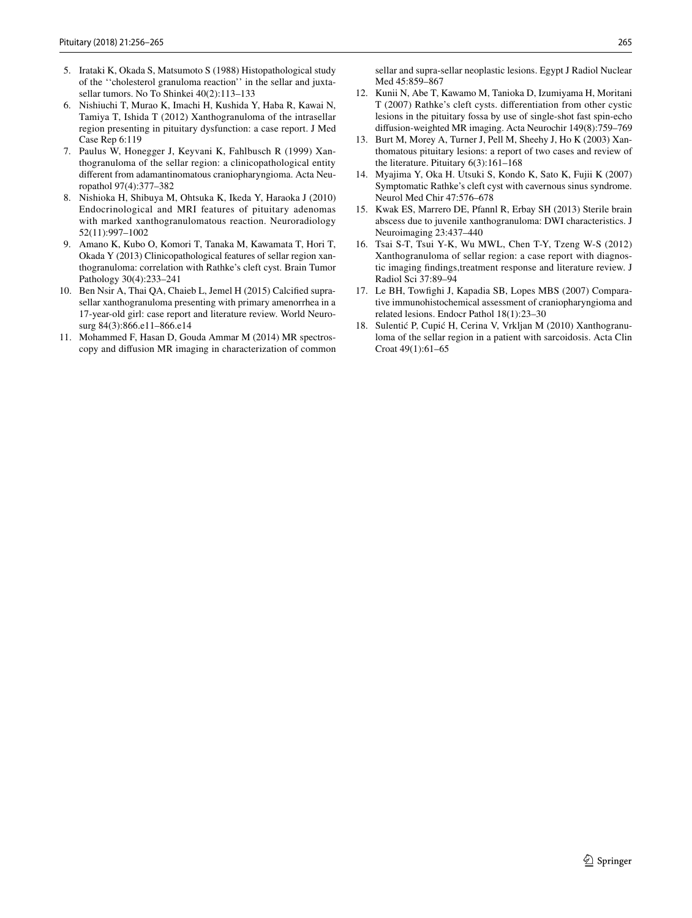5. Irataki K, Okada S, Matsumoto S (1988) Histopathological study of the ''cholesterol granuloma reaction'' in the sellar and juxtasellar tumors. No To Shinkei 40(2):113–133
6. Nishiuchi T, Murao K, Imachi H, Kushida Y, Haba R, Kawai N, Tamiya T, Ishida T (2012) Xanthogranuloma of the intrasellar region presenting in pituitary dysfunction: a case report. J Med Case Rep 6:119
7. Paulus W, Honegger J, Keyvani K, Fahlbusch R (1999) Xanthogranuloma of the sellar region: a clinicopathological entity different from adamantinomatous craniopharyngioma. Acta Neuropathol 97(4):377–382
8. Nishioka H, Shibuya M, Ohtsuka K, Ikeda Y, Haraoka J (2010) Endocrinological and MRI features of pituitary adenomas with marked xanthogranulomatous reaction. Neuroradiology 52(11):997–1002
9. Amano K, Kubo O, Komori T, Tanaka M, Kawamata T, Hori T, Okada Y (2013) Clinicopathological features of sellar region xanthogranuloma: correlation with Rathke's cleft cyst. Brain Tumor Pathology 30(4):233–241
10. Ben Nsir A, Thai QA, Chaieb L, Jemel H (2015) Calcified suprasellar xanthogranuloma presenting with primary amenorrhea in a 17-year-old girl: case report and literature review. World Neurosurg 84(3):866.e11–866.e14
11. Mohammed F, Hasan D, Gouda Ammar M (2014) MR spectroscopy and diffusion MR imaging in characterization of common sellar and supra-sellar neoplastic lesions. Egypt J Radiol Nuclear Med 45:859–867
12. Kunii N, Abe T, Kawamo M, Tanioka D, Izumiyama H, Moritani T (2007) Rathke's cleft cysts. differentiation from other cystic lesions in the pituitary fossa by use of single-shot fast spin-echo diffusion-weighted MR imaging. Acta Neurochir 149(8):759–769
13. Burt M, Morey A, Turner J, Pell M, Sheehy J, Ho K (2003) Xanthomatous pituitary lesions: a report of two cases and review of the literature. Pituitary 6(3):161–168
14. Myajima Y, Oka H. Utsuki S, Kondo K, Sato K, Fujii K (2007) Symptomatic Rathke's cleft cyst with cavernous sinus syndrome. Neurol Med Chir 47:576–678
15. Kwak ES, Marrero DE, Pfannl R, Erbay SH (2013) Sterile brain abscess due to juvenile xanthogranuloma: DWI characteristics. J Neuroimaging 23:437–440
16. Tsai S-T, Tsui Y-K, Wu MWL, Chen T-Y, Tzeng W-S (2012) Xanthogranuloma of sellar region: a case report with diagnostic imaging findings,treatment response and literature review. J Radiol Sci 37:89–94
17. Le BH, Towfighi J, Kapadia SB, Lopes MBS (2007) Comparative immunohistochemical assessment of craniopharyngioma and related lesions. Endocr Pathol 18(1):23–30
18. Sulentić P, Cupić H, Cerina V, Vrkljan M (2010) Xanthogranuloma of the sellar region in a patient with sarcoidosis. Acta Clin Croat 49(1):61–65